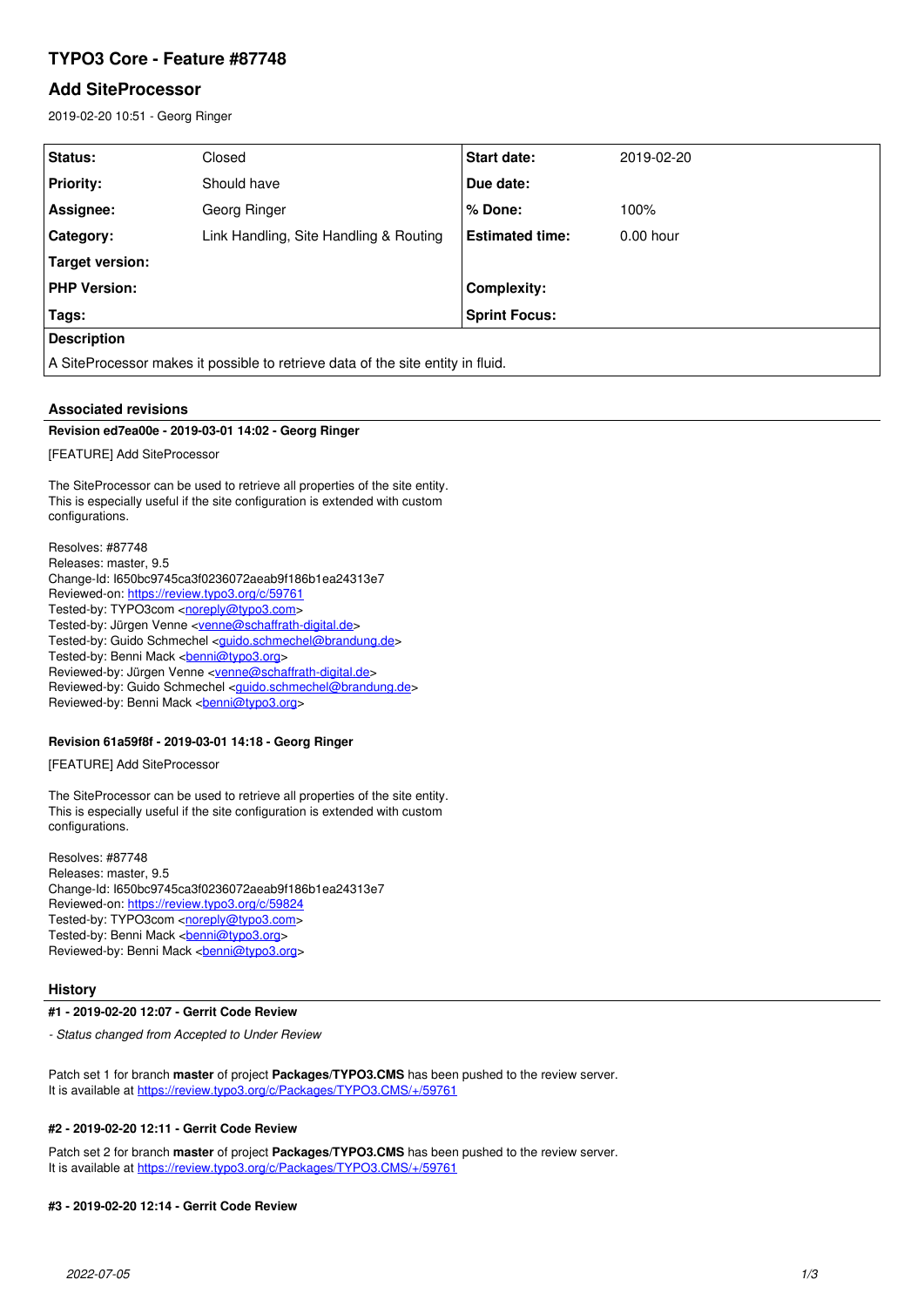# TYPO3 Core - Feature #87748

## Add SiteProcessor

2019-02-20 10:51 - Georg Ringer

| Status: | Closed | Start date: | 2019-02-20 |
|---|---|---|---|
| Priority: | Should have | Due date: | |
| Assignee: | Georg Ringer | % Done: | 100% |
| Category: | Link Handling, Site Handling & Routing | Estimated time: | 0.00 hour |
| Target version: | | | |
| PHP Version: | | Complexity: | |
| Tags: | | Sprint Focus: | |

**Description**

A SiteProcessor makes it possible to retrieve data of the site entity in fluid.

### Associated revisions

**Revision ed7ea00e - 2019-03-01 14:02 - Georg Ringer**

[FEATURE] Add SiteProcessor

The SiteProcessor can be used to retrieve all properties of the site entity.
This is especially useful if the site configuration is extended with custom
configurations.

Resolves: #87748
Releases: master, 9.5
Change-Id: I650bc9745ca3f0236072aeab9f186b1ea24313e7
Reviewed-on: https://review.typo3.org/c/59761
Tested-by: TYPO3com <noreply@typo3.com>
Tested-by: Jürgen Venne <venne@schaffrath-digital.de>
Tested-by: Guido Schmechel <guido.schmechel@brandung.de>
Tested-by: Benni Mack <benni@typo3.org>
Reviewed-by: Jürgen Venne <venne@schaffrath-digital.de>
Reviewed-by: Guido Schmechel <guido.schmechel@brandung.de>
Reviewed-by: Benni Mack <benni@typo3.org>

**Revision 61a59f8f - 2019-03-01 14:18 - Georg Ringer**

[FEATURE] Add SiteProcessor

The SiteProcessor can be used to retrieve all properties of the site entity.
This is especially useful if the site configuration is extended with custom
configurations.

Resolves: #87748
Releases: master, 9.5
Change-Id: I650bc9745ca3f0236072aeab9f186b1ea24313e7
Reviewed-on: https://review.typo3.org/c/59824
Tested-by: TYPO3com <noreply@typo3.com>
Tested-by: Benni Mack <benni@typo3.org>
Reviewed-by: Benni Mack <benni@typo3.org>

### History

**#1 - 2019-02-20 12:07 - Gerrit Code Review**

*- Status changed from Accepted to Under Review*

Patch set 1 for branch **master** of project **Packages/TYPO3.CMS** has been pushed to the review server.
It is available at https://review.typo3.org/c/Packages/TYPO3.CMS/+/59761

**#2 - 2019-02-20 12:11 - Gerrit Code Review**

Patch set 2 for branch **master** of project **Packages/TYPO3.CMS** has been pushed to the review server.
It is available at https://review.typo3.org/c/Packages/TYPO3.CMS/+/59761

**#3 - 2019-02-20 12:14 - Gerrit Code Review**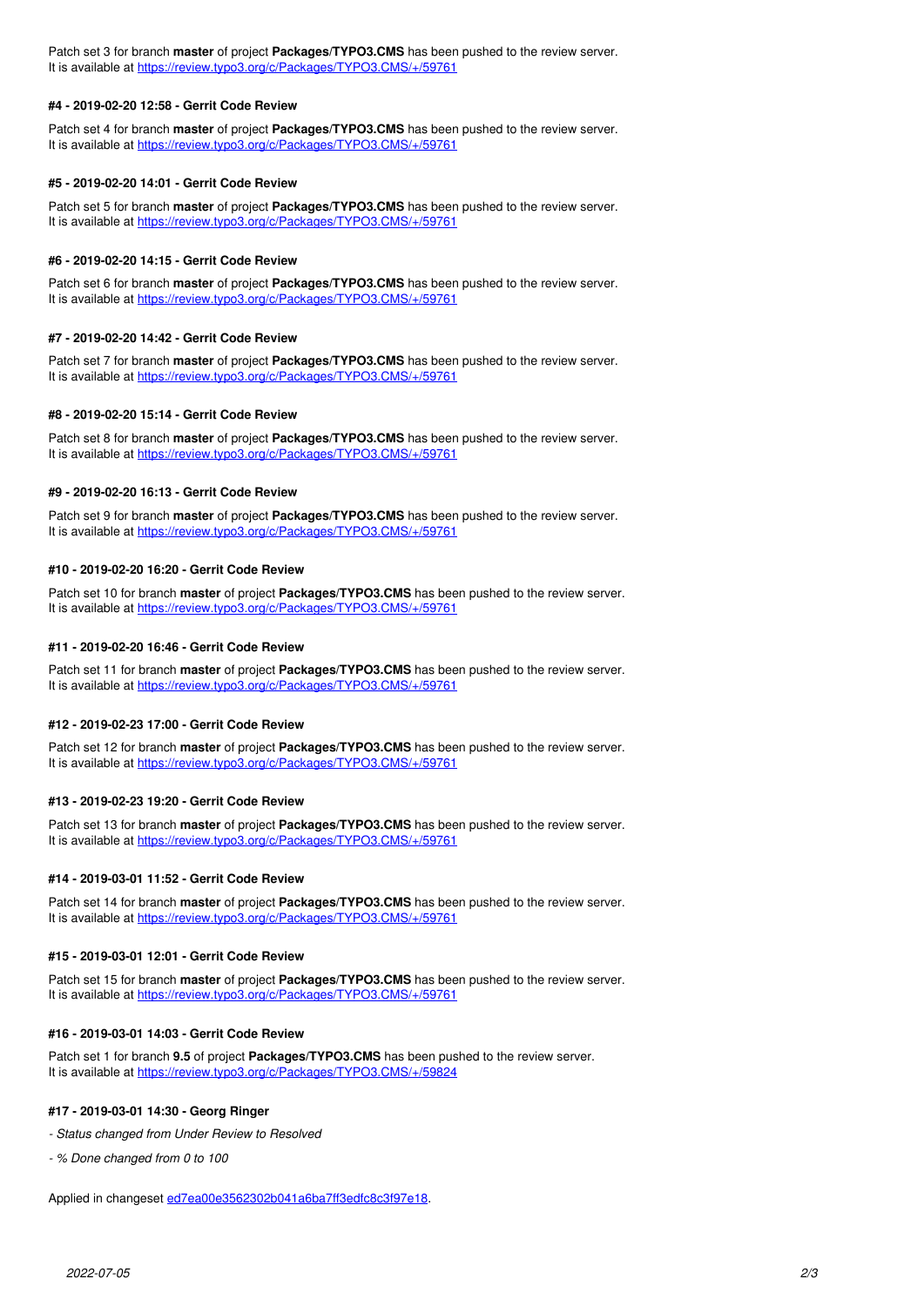Patch set 3 for branch **master** of project **Packages/TYPO3.CMS** has been pushed to the review server.
It is available at https://review.typo3.org/c/Packages/TYPO3.CMS/+/59761

#### #4 - 2019-02-20 12:58 - Gerrit Code Review

Patch set 4 for branch **master** of project **Packages/TYPO3.CMS** has been pushed to the review server.
It is available at https://review.typo3.org/c/Packages/TYPO3.CMS/+/59761

#### #5 - 2019-02-20 14:01 - Gerrit Code Review

Patch set 5 for branch **master** of project **Packages/TYPO3.CMS** has been pushed to the review server.
It is available at https://review.typo3.org/c/Packages/TYPO3.CMS/+/59761

#### #6 - 2019-02-20 14:15 - Gerrit Code Review

Patch set 6 for branch **master** of project **Packages/TYPO3.CMS** has been pushed to the review server.
It is available at https://review.typo3.org/c/Packages/TYPO3.CMS/+/59761

#### #7 - 2019-02-20 14:42 - Gerrit Code Review

Patch set 7 for branch **master** of project **Packages/TYPO3.CMS** has been pushed to the review server.
It is available at https://review.typo3.org/c/Packages/TYPO3.CMS/+/59761

#### #8 - 2019-02-20 15:14 - Gerrit Code Review

Patch set 8 for branch **master** of project **Packages/TYPO3.CMS** has been pushed to the review server.
It is available at https://review.typo3.org/c/Packages/TYPO3.CMS/+/59761

#### #9 - 2019-02-20 16:13 - Gerrit Code Review

Patch set 9 for branch **master** of project **Packages/TYPO3.CMS** has been pushed to the review server.
It is available at https://review.typo3.org/c/Packages/TYPO3.CMS/+/59761

#### #10 - 2019-02-20 16:20 - Gerrit Code Review

Patch set 10 for branch **master** of project **Packages/TYPO3.CMS** has been pushed to the review server.
It is available at https://review.typo3.org/c/Packages/TYPO3.CMS/+/59761

#### #11 - 2019-02-20 16:46 - Gerrit Code Review

Patch set 11 for branch **master** of project **Packages/TYPO3.CMS** has been pushed to the review server.
It is available at https://review.typo3.org/c/Packages/TYPO3.CMS/+/59761

#### #12 - 2019-02-23 17:00 - Gerrit Code Review

Patch set 12 for branch **master** of project **Packages/TYPO3.CMS** has been pushed to the review server.
It is available at https://review.typo3.org/c/Packages/TYPO3.CMS/+/59761

#### #13 - 2019-02-23 19:20 - Gerrit Code Review

Patch set 13 for branch **master** of project **Packages/TYPO3.CMS** has been pushed to the review server.
It is available at https://review.typo3.org/c/Packages/TYPO3.CMS/+/59761

#### #14 - 2019-03-01 11:52 - Gerrit Code Review

Patch set 14 for branch **master** of project **Packages/TYPO3.CMS** has been pushed to the review server.
It is available at https://review.typo3.org/c/Packages/TYPO3.CMS/+/59761

#### #15 - 2019-03-01 12:01 - Gerrit Code Review

Patch set 15 for branch **master** of project **Packages/TYPO3.CMS** has been pushed to the review server.
It is available at https://review.typo3.org/c/Packages/TYPO3.CMS/+/59761

#### #16 - 2019-03-01 14:03 - Gerrit Code Review

Patch set 1 for branch **9.5** of project **Packages/TYPO3.CMS** has been pushed to the review server.
It is available at https://review.typo3.org/c/Packages/TYPO3.CMS/+/59824

#### #17 - 2019-03-01 14:30 - Georg Ringer

*- Status changed from Under Review to Resolved*

*- % Done changed from 0 to 100*

Applied in changeset ed7ea00e3562302b041a6ba7ff3edfc8c3f97e18.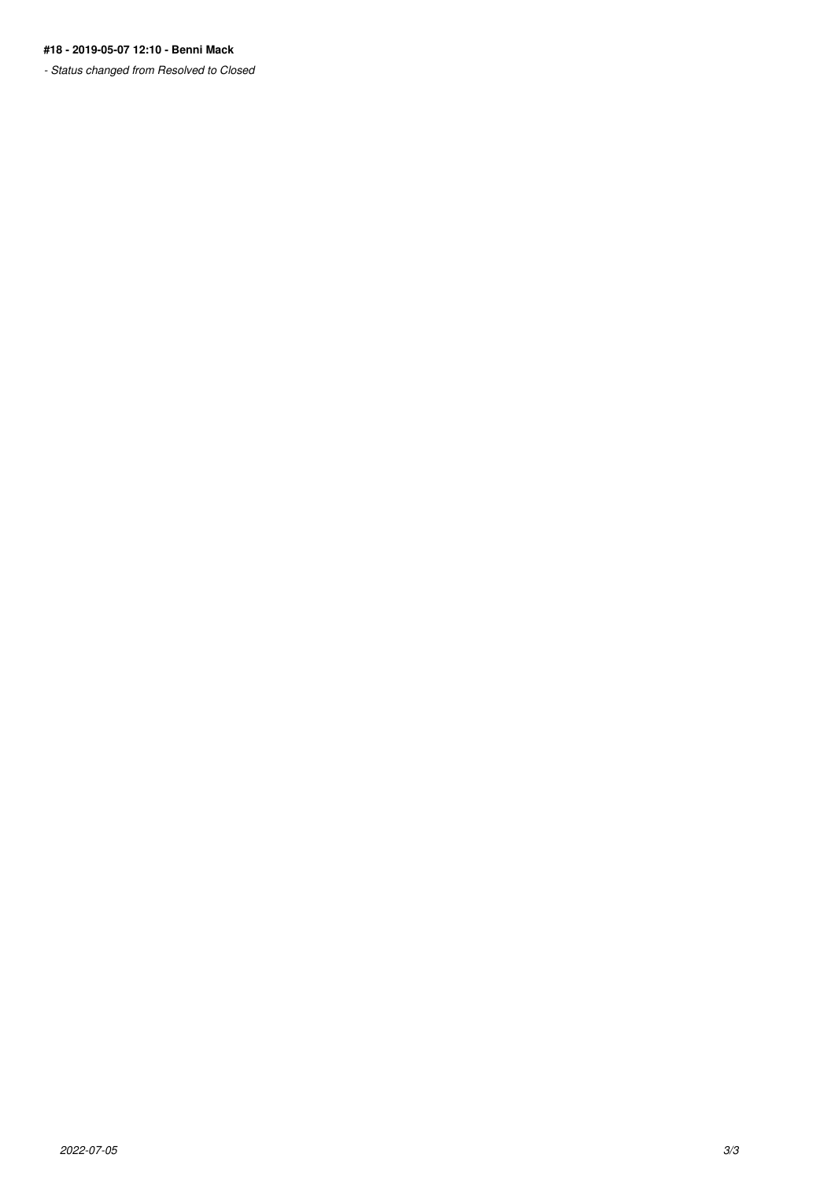**#18 - 2019-05-07 12:10 - Benni Mack**

*- Status changed from Resolved to Closed*